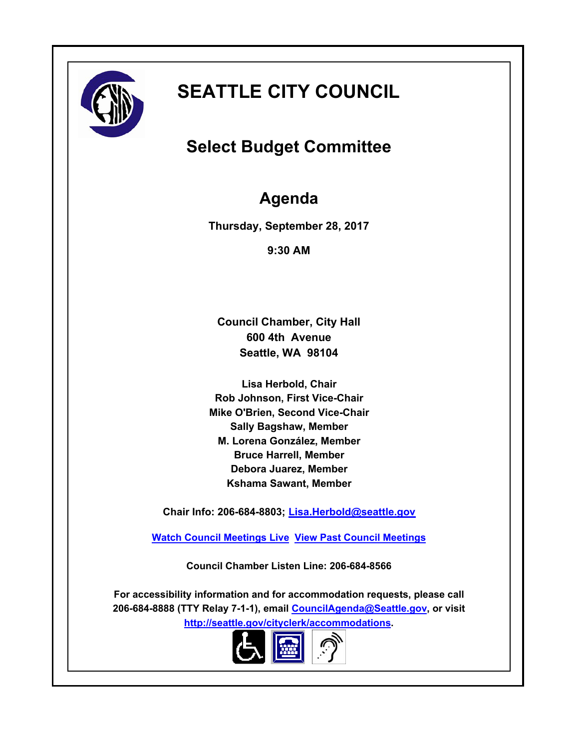# SEATTLE CITY COUNCIL

## Select Budget Committee

## Agenda

**Thursday, September 28, 2017**

**9:30 AM**

**Council Chamber, City Hall**
**600 4th Avenue**
**Seattle, WA 98104**

**Lisa Herbold, Chair**
**Rob Johnson, First Vice-Chair**
**Mike O'Brien, Second Vice-Chair**
**Sally Bagshaw, Member**
**M. Lorena González, Member**
**Bruce Harrell, Member**
**Debora Juarez, Member**
**Kshama Sawant, Member**

**Chair Info: 206-684-8803; Lisa.Herbold@seattle.gov**

**Watch Council Meetings Live  View Past Council Meetings**

**Council Chamber Listen Line: 206-684-8566**

**For accessibility information and for accommodation requests, please call 206-684-8888 (TTY Relay 7-1-1), email CouncilAgenda@Seattle.gov, or visit http://seattle.gov/cityclerk/accommodations.**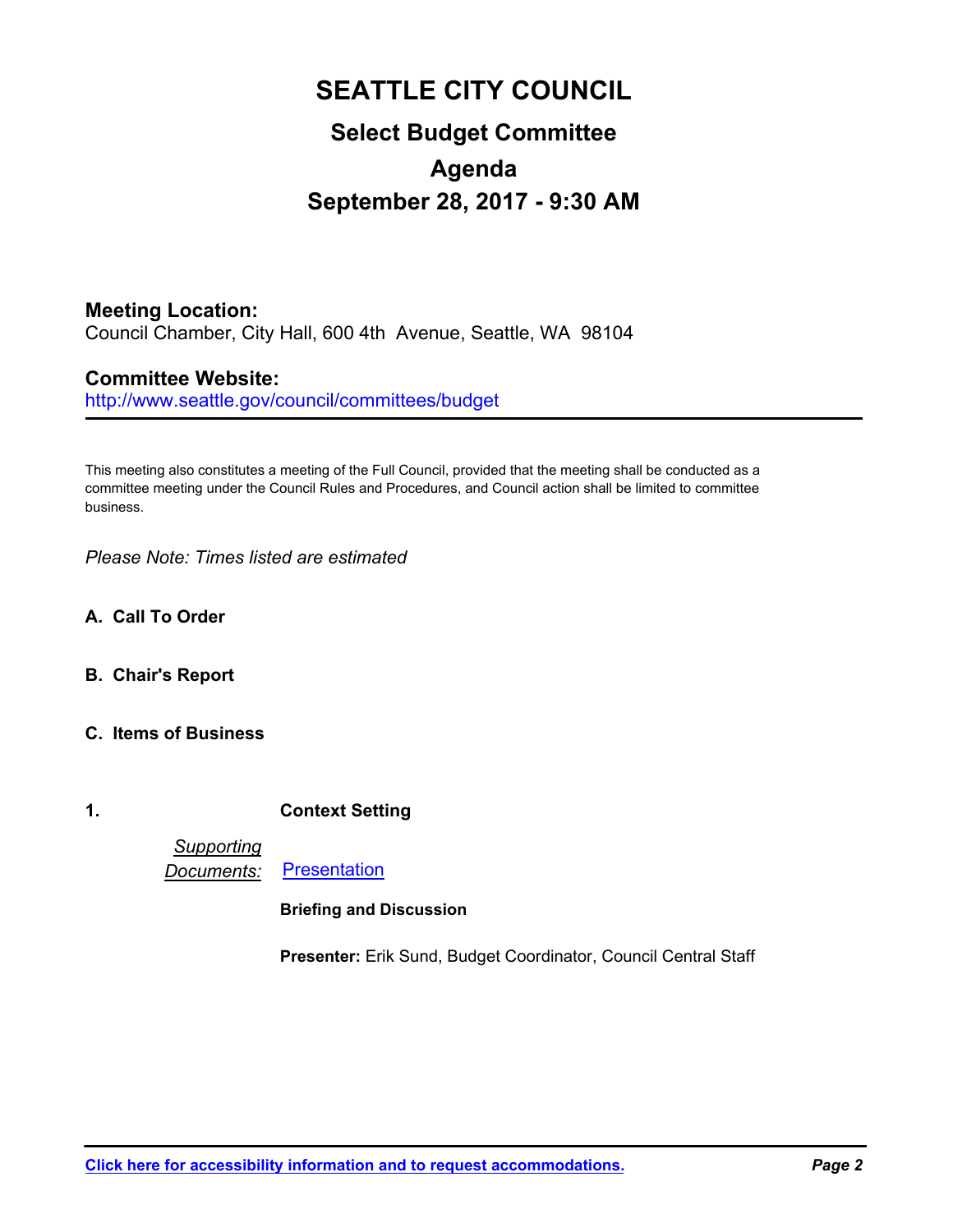# SEATTLE CITY COUNCIL

## Select Budget Committee

## Agenda

## September 28, 2017 - 9:30 AM

**Meeting Location:**
Council Chamber, City Hall, 600 4th Avenue, Seattle, WA 98104

**Committee Website:**
http://www.seattle.gov/council/committees/budget

---

This meeting also constitutes a meeting of the Full Council, provided that the meeting shall be conducted as a committee meeting under the Council Rules and Procedures, and Council action shall be limited to committee business.

*Please Note: Times listed are estimated*

**A. Call To Order**

**B. Chair's Report**

**C. Items of Business**

**1. Context Setting**

*Supporting Documents:* Presentation

**Briefing and Discussion**

**Presenter:** Erik Sund, Budget Coordinator, Council Central Staff

---

**Click here for accessibility information and to request accommodations.**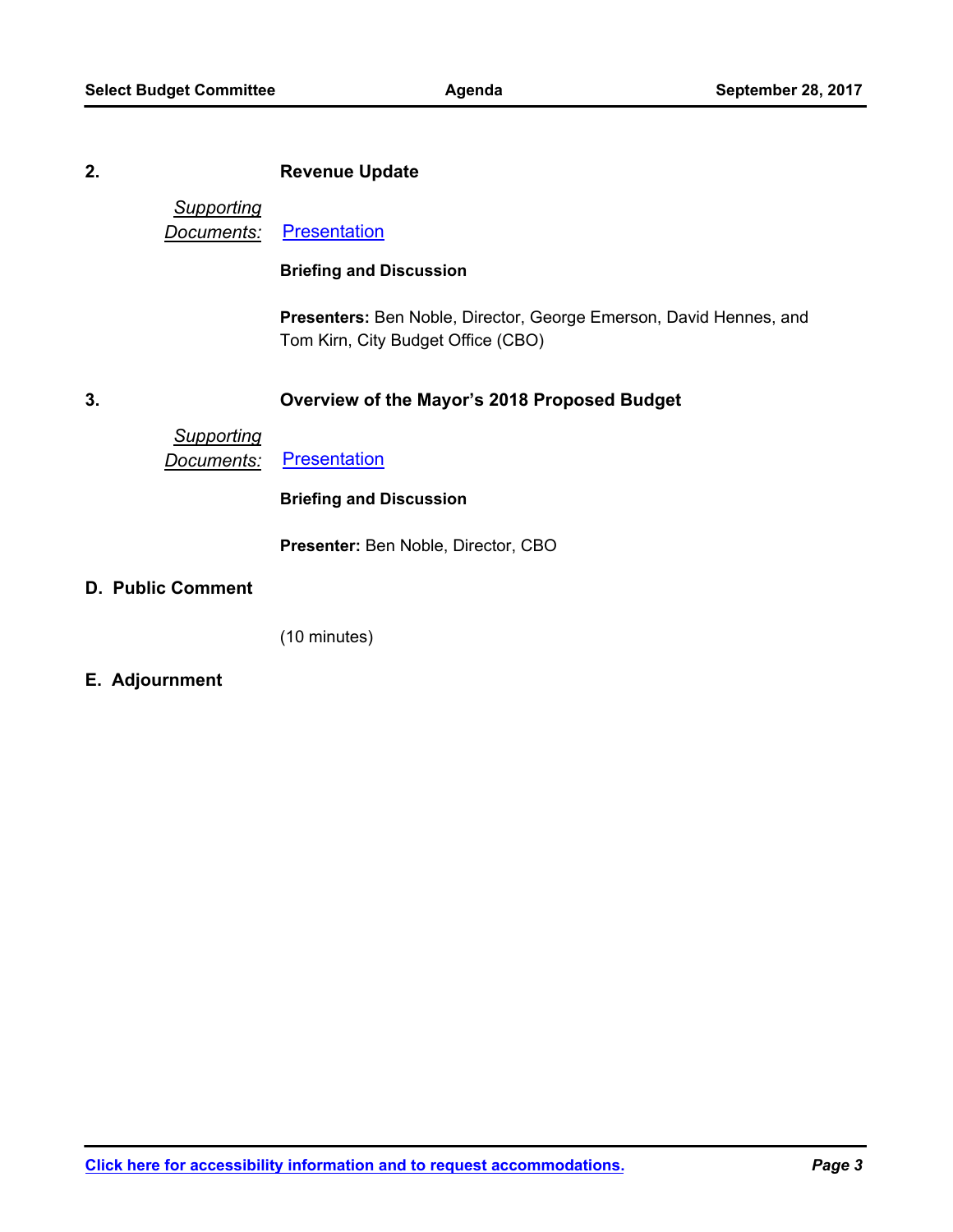**2. Revenue Update**

*Supporting Documents:* Presentation

**Briefing and Discussion**

**Presenters:** Ben Noble, Director, George Emerson, David Hennes, and Tom Kirn, City Budget Office (CBO)

**3. Overview of the Mayor's 2018 Proposed Budget**

*Supporting Documents:* Presentation

**Briefing and Discussion**

**Presenter:** Ben Noble, Director, CBO

## D. Public Comment

(10 minutes)

## E. Adjournment

**Click here for accessibility information and to request accommodations.**